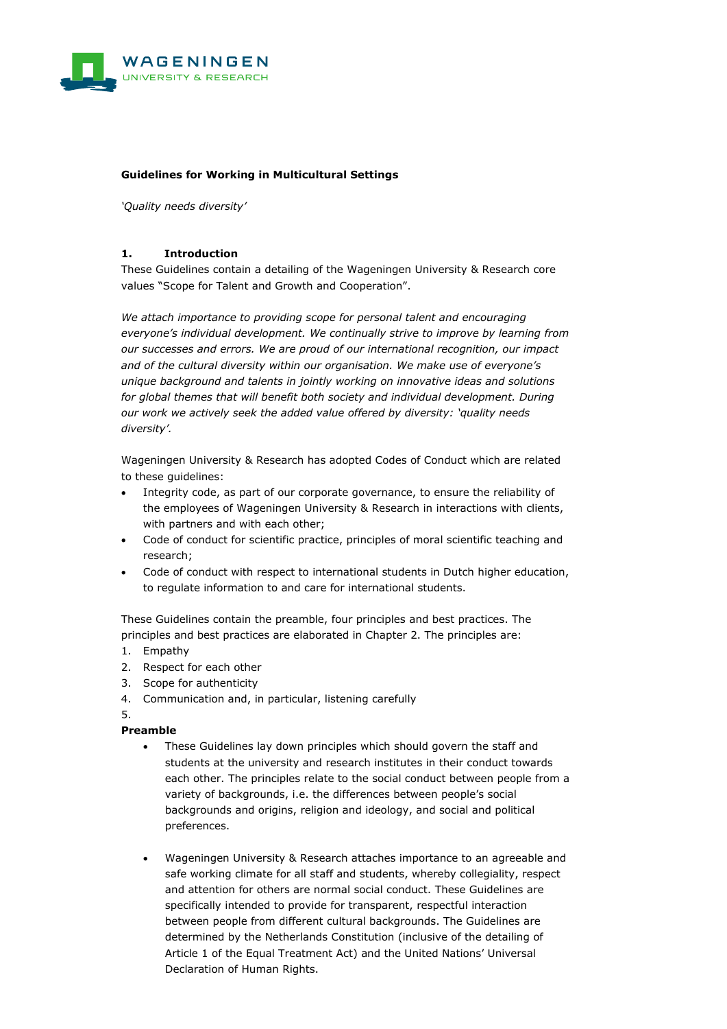**Guidelines for Working in Multicultural Settings**

*'Quality needs diversity'*

## 1. Introduction

These Guidelines contain a detailing of the Wageningen University & Research core values "Scope for Talent and Growth and Cooperation".

*We attach importance to providing scope for personal talent and encouraging everyone's individual development. We continually strive to improve by learning from our successes and errors. We are proud of our international recognition, our impact and of the cultural diversity within our organisation. We make use of everyone's unique background and talents in jointly working on innovative ideas and solutions for global themes that will benefit both society and individual development. During our work we actively seek the added value offered by diversity: 'quality needs diversity'.*

Wageningen University & Research has adopted Codes of Conduct which are related to these guidelines:

- Integrity code, as part of our corporate governance, to ensure the reliability of the employees of Wageningen University & Research in interactions with clients, with partners and with each other;
- Code of conduct for scientific practice, principles of moral scientific teaching and research;
- Code of conduct with respect to international students in Dutch higher education, to regulate information to and care for international students.

These Guidelines contain the preamble, four principles and best practices. The principles and best practices are elaborated in Chapter 2. The principles are:

1. Empathy
2. Respect for each other
3. Scope for authenticity
4. Communication and, in particular, listening carefully
5. 

**Preamble**

- These Guidelines lay down principles which should govern the staff and students at the university and research institutes in their conduct towards each other. The principles relate to the social conduct between people from a variety of backgrounds, i.e. the differences between people's social backgrounds and origins, religion and ideology, and social and political preferences.

- Wageningen University & Research attaches importance to an agreeable and safe working climate for all staff and students, whereby collegiality, respect and attention for others are normal social conduct. These Guidelines are specifically intended to provide for transparent, respectful interaction between people from different cultural backgrounds. The Guidelines are determined by the Netherlands Constitution (inclusive of the detailing of Article 1 of the Equal Treatment Act) and the United Nations' Universal Declaration of Human Rights.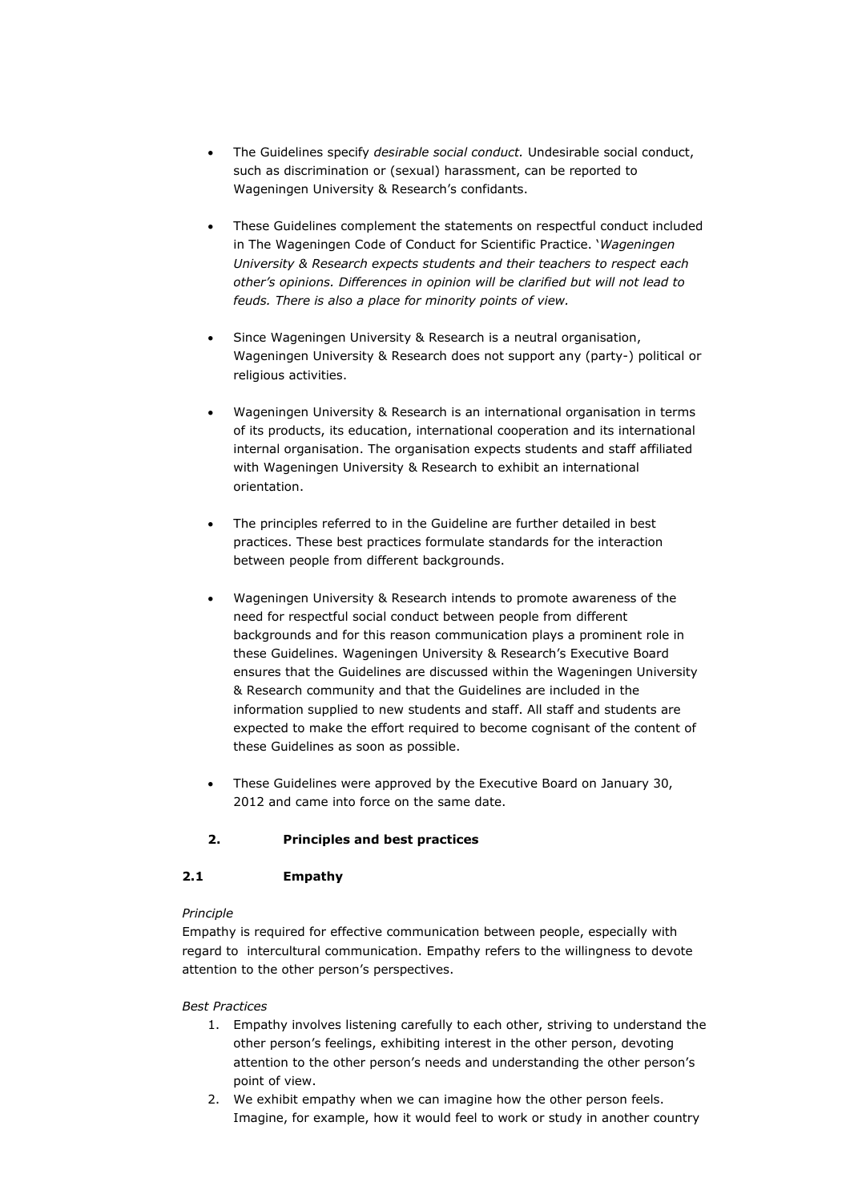- The Guidelines specify *desirable social conduct.* Undesirable social conduct, such as discrimination or (sexual) harassment, can be reported to Wageningen University & Research's confidants.

- These Guidelines complement the statements on respectful conduct included in The Wageningen Code of Conduct for Scientific Practice. '*Wageningen University & Research expects students and their teachers to respect each other's opinions. Differences in opinion will be clarified but will not lead to feuds. There is also a place for minority points of view.*

- Since Wageningen University & Research is a neutral organisation, Wageningen University & Research does not support any (party-) political or religious activities.

- Wageningen University & Research is an international organisation in terms of its products, its education, international cooperation and its international internal organisation. The organisation expects students and staff affiliated with Wageningen University & Research to exhibit an international orientation.

- The principles referred to in the Guideline are further detailed in best practices. These best practices formulate standards for the interaction between people from different backgrounds.

- Wageningen University & Research intends to promote awareness of the need for respectful social conduct between people from different backgrounds and for this reason communication plays a prominent role in these Guidelines. Wageningen University & Research's Executive Board ensures that the Guidelines are discussed within the Wageningen University & Research community and that the Guidelines are included in the information supplied to new students and staff. All staff and students are expected to make the effort required to become cognisant of the content of these Guidelines as soon as possible.

- These Guidelines were approved by the Executive Board on January 30, 2012 and came into force on the same date.

## 2. Principles and best practices

### 2.1 Empathy

*Principle*

Empathy is required for effective communication between people, especially with regard to intercultural communication. Empathy refers to the willingness to devote attention to the other person's perspectives.

*Best Practices*

1. Empathy involves listening carefully to each other, striving to understand the other person's feelings, exhibiting interest in the other person, devoting attention to the other person's needs and understanding the other person's point of view.
2. We exhibit empathy when we can imagine how the other person feels. Imagine, for example, how it would feel to work or study in another country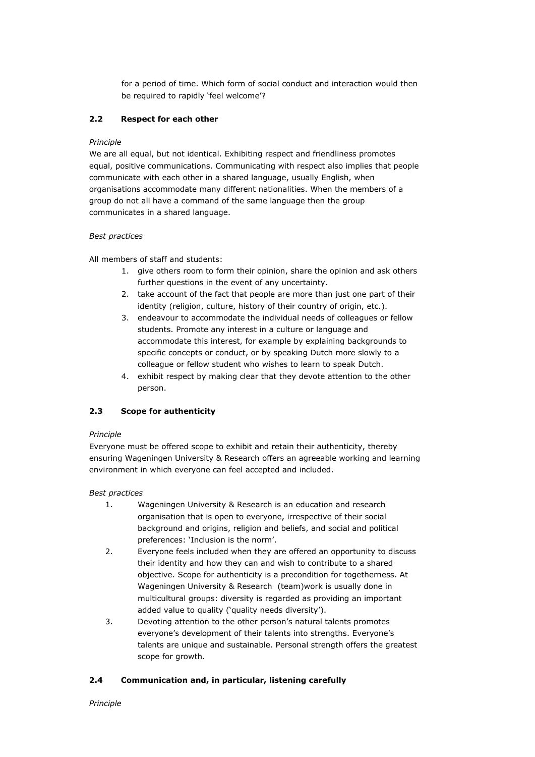for a period of time. Which form of social conduct and interaction would then be required to rapidly 'feel welcome'?

### 2.2 Respect for each other

*Principle*

We are all equal, but not identical. Exhibiting respect and friendliness promotes equal, positive communications. Communicating with respect also implies that people communicate with each other in a shared language, usually English, when organisations accommodate many different nationalities. When the members of a group do not all have a command of the same language then the group communicates in a shared language.

*Best practices*

All members of staff and students:

1. give others room to form their opinion, share the opinion and ask others further questions in the event of any uncertainty.
2. take account of the fact that people are more than just one part of their identity (religion, culture, history of their country of origin, etc.).
3. endeavour to accommodate the individual needs of colleagues or fellow students. Promote any interest in a culture or language and accommodate this interest, for example by explaining backgrounds to specific concepts or conduct, or by speaking Dutch more slowly to a colleague or fellow student who wishes to learn to speak Dutch.
4. exhibit respect by making clear that they devote attention to the other person.

### 2.3 Scope for authenticity

*Principle*

Everyone must be offered scope to exhibit and retain their authenticity, thereby ensuring Wageningen University & Research offers an agreeable working and learning environment in which everyone can feel accepted and included.

*Best practices*

1. Wageningen University & Research is an education and research organisation that is open to everyone, irrespective of their social background and origins, religion and beliefs, and social and political preferences: 'Inclusion is the norm'.
2. Everyone feels included when they are offered an opportunity to discuss their identity and how they can and wish to contribute to a shared objective. Scope for authenticity is a precondition for togetherness. At Wageningen University & Research (team)work is usually done in multicultural groups: diversity is regarded as providing an important added value to quality ('quality needs diversity').
3. Devoting attention to the other person's natural talents promotes everyone's development of their talents into strengths. Everyone's talents are unique and sustainable. Personal strength offers the greatest scope for growth.

### 2.4 Communication and, in particular, listening carefully

*Principle*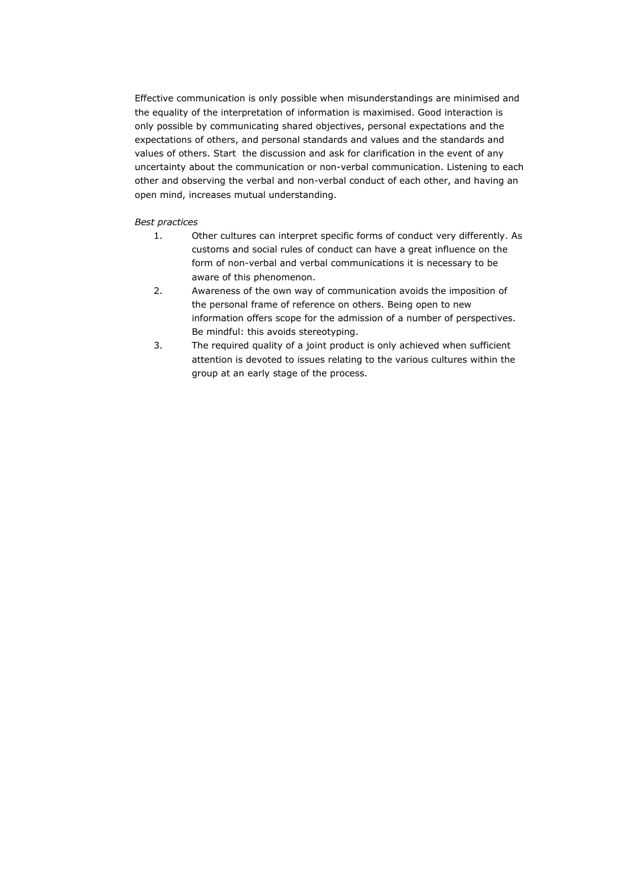Effective communication is only possible when misunderstandings are minimised and the equality of the interpretation of information is maximised. Good interaction is only possible by communicating shared objectives, personal expectations and the expectations of others, and personal standards and values and the standards and values of others. Start the discussion and ask for clarification in the event of any uncertainty about the communication or non-verbal communication. Listening to each other and observing the verbal and non-verbal conduct of each other, and having an open mind, increases mutual understanding.

*Best practices*

1. Other cultures can interpret specific forms of conduct very differently. As customs and social rules of conduct can have a great influence on the form of non-verbal and verbal communications it is necessary to be aware of this phenomenon.
2. Awareness of the own way of communication avoids the imposition of the personal frame of reference on others. Being open to new information offers scope for the admission of a number of perspectives. Be mindful: this avoids stereotyping.
3. The required quality of a joint product is only achieved when sufficient attention is devoted to issues relating to the various cultures within the group at an early stage of the process.